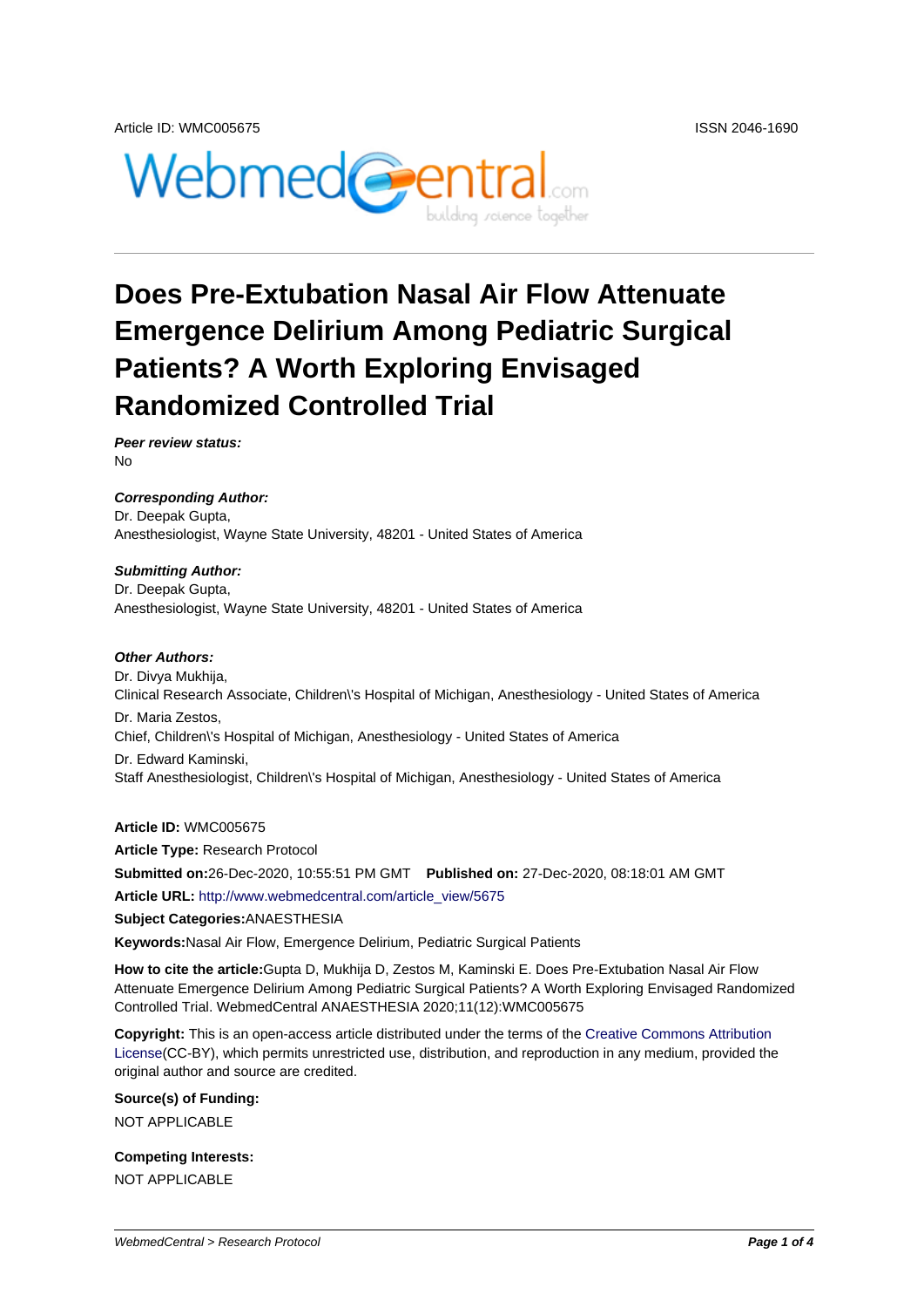Article ID: WMC005675 ISSN 2046-1690

# Does Pre-Extubation Nasal Air Flow Attenuate Emergence Delirium Among Pediatric Surgical Patients? A Worth Exploring Envisaged Randomized Controlled Trial

***Peer review status:***
No

***Corresponding Author:***
Dr. Deepak Gupta,
Anesthesiologist, Wayne State University, 48201 - United States of America

***Submitting Author:***
Dr. Deepak Gupta,
Anesthesiologist, Wayne State University, 48201 - United States of America

***Other Authors:***
Dr. Divya Mukhija,
Clinical Research Associate, Children\'s Hospital of Michigan, Anesthesiology - United States of America

Dr. Maria Zestos,
Chief, Children\'s Hospital of Michigan, Anesthesiology - United States of America

Dr. Edward Kaminski,
Staff Anesthesiologist, Children\'s Hospital of Michigan, Anesthesiology - United States of America

**Article ID:** WMC005675

**Article Type:** Research Protocol

**Submitted on:** 26-Dec-2020, 10:55:51 PM GMT **Published on:** 27-Dec-2020, 08:18:01 AM GMT

**Article URL:** http://www.webmedcentral.com/article_view/5675

**Subject Categories:** ANAESTHESIA

**Keywords:** Nasal Air Flow, Emergence Delirium, Pediatric Surgical Patients

**How to cite the article:** Gupta D, Mukhija D, Zestos M, Kaminski E. Does Pre-Extubation Nasal Air Flow Attenuate Emergence Delirium Among Pediatric Surgical Patients? A Worth Exploring Envisaged Randomized Controlled Trial. WebmedCentral ANAESTHESIA 2020;11(12):WMC005675

**Copyright:** This is an open-access article distributed under the terms of the Creative Commons Attribution License(CC-BY), which permits unrestricted use, distribution, and reproduction in any medium, provided the original author and source are credited.

**Source(s) of Funding:**
NOT APPLICABLE

**Competing Interests:**
NOT APPLICABLE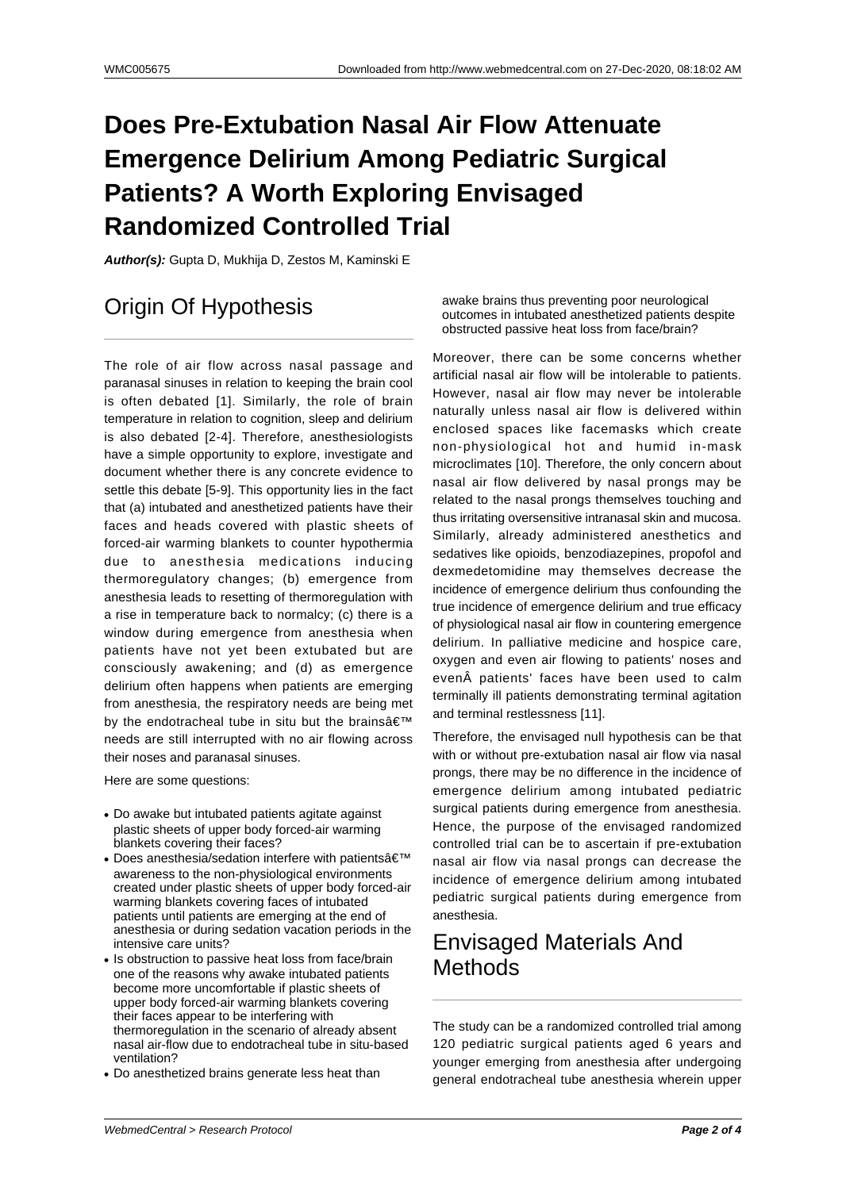# Does Pre-Extubation Nasal Air Flow Attenuate Emergence Delirium Among Pediatric Surgical Patients? A Worth Exploring Envisaged Randomized Controlled Trial

***Author(s):*** Gupta D, Mukhija D, Zestos M, Kaminski E

## Origin Of Hypothesis

The role of air flow across nasal passage and paranasal sinuses in relation to keeping the brain cool is often debated [1]. Similarly, the role of brain temperature in relation to cognition, sleep and delirium is also debated [2-4]. Therefore, anesthesiologists have a simple opportunity to explore, investigate and document whether there is any concrete evidence to settle this debate [5-9]. This opportunity lies in the fact that (a) intubated and anesthetized patients have their faces and heads covered with plastic sheets of forced-air warming blankets to counter hypothermia due to anesthesia medications inducing thermoregulatory changes; (b) emergence from anesthesia leads to resetting of thermoregulation with a rise in temperature back to normalcy; (c) there is a window during emergence from anesthesia when patients have not yet been extubated but are consciously awakening; and (d) as emergence delirium often happens when patients are emerging from anesthesia, the respiratory needs are being met by the endotracheal tube in situ but the brainsâ€™ needs are still interrupted with no air flowing across their noses and paranasal sinuses.

Here are some questions:

- Do awake but intubated patients agitate against plastic sheets of upper body forced-air warming blankets covering their faces?
- Does anesthesia/sedation interfere with patientsâ€™ awareness to the non-physiological environments created under plastic sheets of upper body forced-air warming blankets covering faces of intubated patients until patients are emerging at the end of anesthesia or during sedation vacation periods in the intensive care units?
- Is obstruction to passive heat loss from face/brain one of the reasons why awake intubated patients become more uncomfortable if plastic sheets of upper body forced-air warming blankets covering their faces appear to be interfering with thermoregulation in the scenario of already absent nasal air-flow due to endotracheal tube in situ-based ventilation?
- Do anesthetized brains generate less heat than awake brains thus preventing poor neurological outcomes in intubated anesthetized patients despite obstructed passive heat loss from face/brain?

Moreover, there can be some concerns whether artificial nasal air flow will be intolerable to patients. However, nasal air flow may never be intolerable naturally unless nasal air flow is delivered within enclosed spaces like facemasks which create non-physiological hot and humid in-mask microclimates [10]. Therefore, the only concern about nasal air flow delivered by nasal prongs may be related to the nasal prongs themselves touching and thus irritating oversensitive intranasal skin and mucosa. Similarly, already administered anesthetics and sedatives like opioids, benzodiazepines, propofol and dexmedetomidine may themselves decrease the incidence of emergence delirium thus confounding the true incidence of emergence delirium and true efficacy of physiological nasal air flow in countering emergence delirium. In palliative medicine and hospice care, oxygen and even air flowing to patients' noses and evenÂ patients' faces have been used to calm terminally ill patients demonstrating terminal agitation and terminal restlessness [11].

Therefore, the envisaged null hypothesis can be that with or without pre-extubation nasal air flow via nasal prongs, there may be no difference in the incidence of emergence delirium among intubated pediatric surgical patients during emergence from anesthesia. Hence, the purpose of the envisaged randomized controlled trial can be to ascertain if pre-extubation nasal air flow via nasal prongs can decrease the incidence of emergence delirium among intubated pediatric surgical patients during emergence from anesthesia.

## Envisaged Materials And Methods

The study can be a randomized controlled trial among 120 pediatric surgical patients aged 6 years and younger emerging from anesthesia after undergoing general endotracheal tube anesthesia wherein upper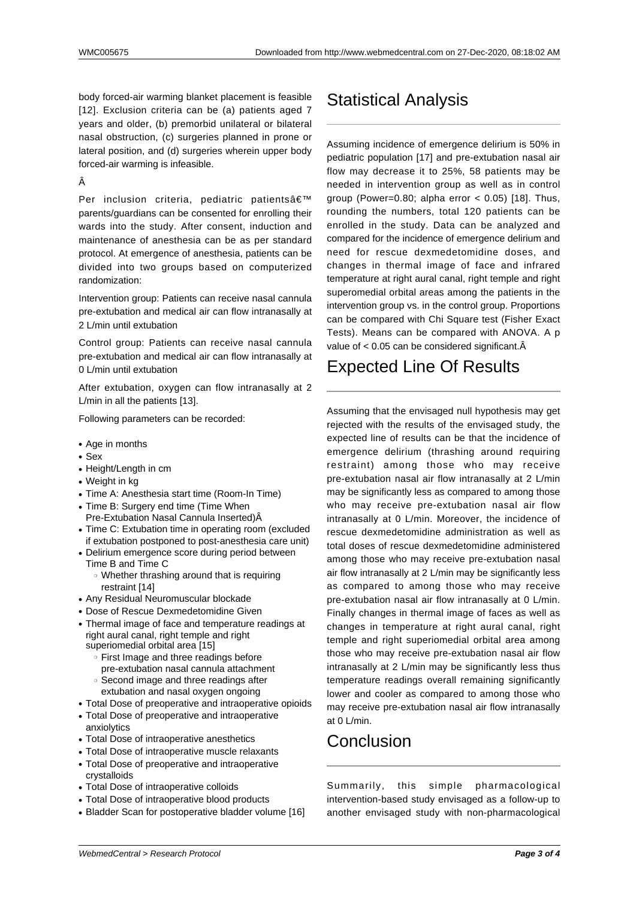body forced-air warming blanket placement is feasible [12]. Exclusion criteria can be (a) patients aged 7 years and older, (b) premorbid unilateral or bilateral nasal obstruction, (c) surgeries planned in prone or lateral position, and (d) surgeries wherein upper body forced-air warming is infeasible.

Â

Per inclusion criteria, pediatric patientsâ€™ parents/guardians can be consented for enrolling their wards into the study. After consent, induction and maintenance of anesthesia can be as per standard protocol. At emergence of anesthesia, patients can be divided into two groups based on computerized randomization:

Intervention group: Patients can receive nasal cannula pre-extubation and medical air can flow intranasally at 2 L/min until extubation

Control group: Patients can receive nasal cannula pre-extubation and medical air can flow intranasally at 0 L/min until extubation

After extubation, oxygen can flow intranasally at 2 L/min in all the patients [13].

Following parameters can be recorded:

- Age in months
- Sex
- Height/Length in cm
- Weight in kg
- Time A: Anesthesia start time (Room-In Time)
- Time B: Surgery end time (Time When Pre-Extubation Nasal Cannula Inserted)Â
- Time C: Extubation time in operating room (excluded if extubation postponed to post-anesthesia care unit)
- Delirium emergence score during period between Time B and Time C
  - Whether thrashing around that is requiring restraint [14]
- Any Residual Neuromuscular blockade
- Dose of Rescue Dexmedetomidine Given
- Thermal image of face and temperature readings at right aural canal, right temple and right superiomedial orbital area [15]
  - First Image and three readings before pre-extubation nasal cannula attachment
  - Second image and three readings after extubation and nasal oxygen ongoing
- Total Dose of preoperative and intraoperative opioids
- Total Dose of preoperative and intraoperative anxiolytics
- Total Dose of intraoperative anesthetics
- Total Dose of intraoperative muscle relaxants
- Total Dose of preoperative and intraoperative crystalloids
- Total Dose of intraoperative colloids
- Total Dose of intraoperative blood products
- Bladder Scan for postoperative bladder volume [16]

# Statistical Analysis

Assuming incidence of emergence delirium is 50% in pediatric population [17] and pre-extubation nasal air flow may decrease it to 25%, 58 patients may be needed in intervention group as well as in control group (Power=0.80; alpha error < 0.05) [18]. Thus, rounding the numbers, total 120 patients can be enrolled in the study. Data can be analyzed and compared for the incidence of emergence delirium and need for rescue dexmedetomidine doses, and changes in thermal image of face and infrared temperature at right aural canal, right temple and right superomedial orbital areas among the patients in the intervention group vs. in the control group. Proportions can be compared with Chi Square test (Fisher Exact Tests). Means can be compared with ANOVA. A p value of < 0.05 can be considered significant.Â

# Expected Line Of Results

Assuming that the envisaged null hypothesis may get rejected with the results of the envisaged study, the expected line of results can be that the incidence of emergence delirium (thrashing around requiring restraint) among those who may receive pre-extubation nasal air flow intranasally at 2 L/min may be significantly less as compared to among those who may receive pre-extubation nasal air flow intranasally at 0 L/min. Moreover, the incidence of rescue dexmedetomidine administration as well as total doses of rescue dexmedetomidine administered among those who may receive pre-extubation nasal air flow intranasally at 2 L/min may be significantly less as compared to among those who may receive pre-extubation nasal air flow intranasally at 0 L/min. Finally changes in thermal image of faces as well as changes in temperature at right aural canal, right temple and right superomedial orbital area among those who may receive pre-extubation nasal air flow intranasally at 2 L/min may be significantly less thus temperature readings overall remaining significantly lower and cooler as compared to among those who may receive pre-extubation nasal air flow intranasally at 0 L/min.

# Conclusion

Summarily, this simple pharmacological intervention-based study envisaged as a follow-up to another envisaged study with non-pharmacological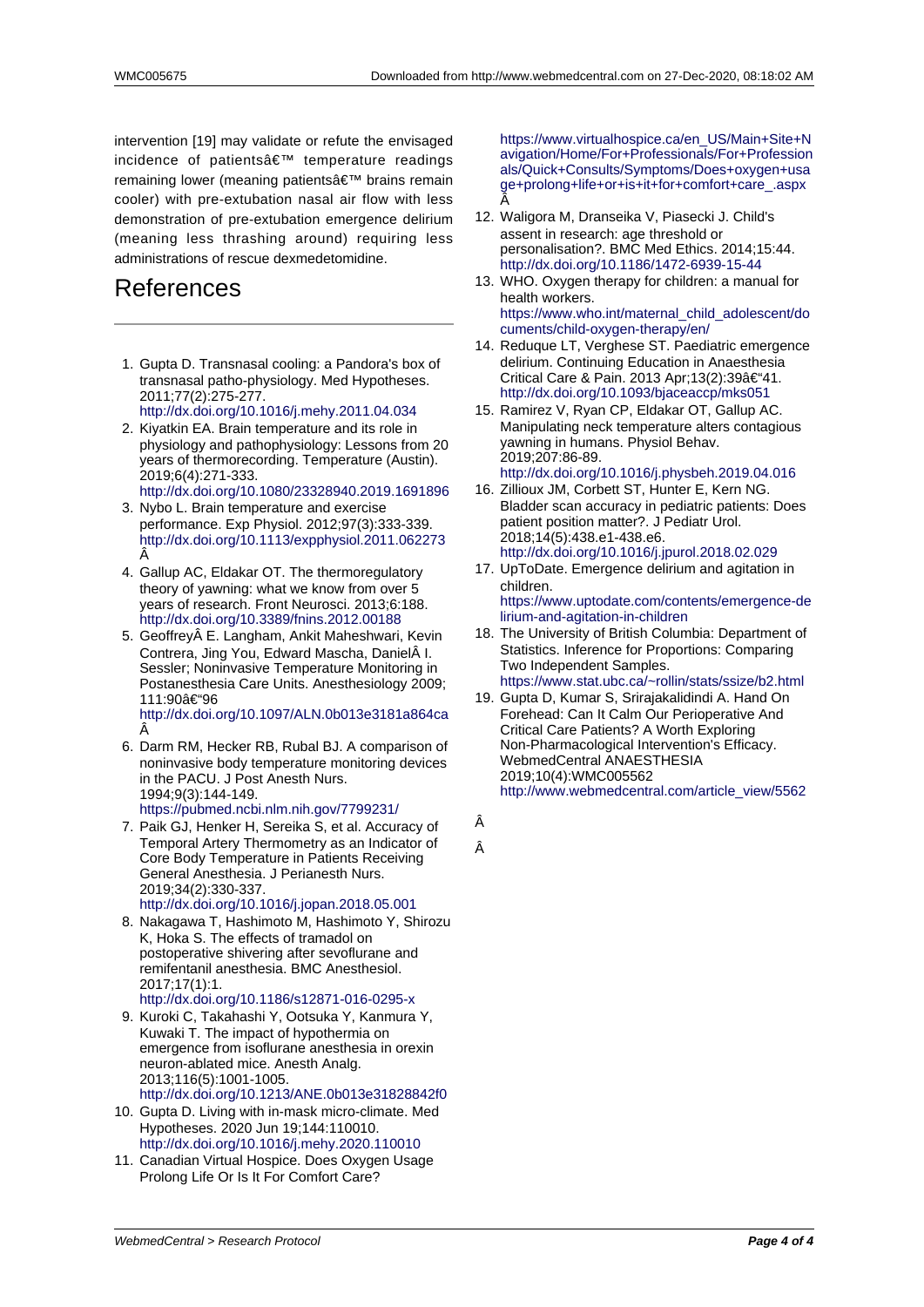intervention [19] may validate or refute the envisaged incidence of patientsâ€™ temperature readings remaining lower (meaning patientsâ€™ brains remain cooler) with pre-extubation nasal air flow with less demonstration of pre-extubation emergence delirium (meaning less thrashing around) requiring less administrations of rescue dexmedetomidine.

# References

1. Gupta D. Transnasal cooling: a Pandora's box of transnasal patho-physiology. Med Hypotheses. 2011;77(2):275-277. http://dx.doi.org/10.1016/j.mehy.2011.04.034
2. Kiyatkin EA. Brain temperature and its role in physiology and pathophysiology: Lessons from 20 years of thermorecording. Temperature (Austin). 2019;6(4):271-333. http://dx.doi.org/10.1080/23328940.2019.1691896
3. Nybo L. Brain temperature and exercise performance. Exp Physiol. 2012;97(3):333-339. http://dx.doi.org/10.1113/expphysiol.2011.062273 Â
4. Gallup AC, Eldakar OT. The thermoregulatory theory of yawning: what we know from over 5 years of research. Front Neurosci. 2013;6:188. http://dx.doi.org/10.3389/fnins.2012.00188
5. GeoffreyÂ E. Langham, Ankit Maheshwari, Kevin Contrera, Jing You, Edward Mascha, DanielÂ I. Sessler; Noninvasive Temperature Monitoring in Postanesthesia Care Units. Anesthesiology 2009; 111:90â€“96 http://dx.doi.org/10.1097/ALN.0b013e3181a864ca Â
6. Darm RM, Hecker RB, Rubal BJ. A comparison of noninvasive body temperature monitoring devices in the PACU. J Post Anesth Nurs. 1994;9(3):144-149. https://pubmed.ncbi.nlm.nih.gov/7799231/
7. Paik GJ, Henker H, Sereika S, et al. Accuracy of Temporal Artery Thermometry as an Indicator of Core Body Temperature in Patients Receiving General Anesthesia. J Perianesth Nurs. 2019;34(2):330-337. http://dx.doi.org/10.1016/j.jopan.2018.05.001
8. Nakagawa T, Hashimoto M, Hashimoto Y, Shirozu K, Hoka S. The effects of tramadol on postoperative shivering after sevoflurane and remifentanil anesthesia. BMC Anesthesiol. 2017;17(1):1. http://dx.doi.org/10.1186/s12871-016-0295-x
9. Kuroki C, Takahashi Y, Ootsuka Y, Kanmura Y, Kuwaki T. The impact of hypothermia on emergence from isoflurane anesthesia in orexin neuron-ablated mice. Anesth Analg. 2013;116(5):1001-1005. http://dx.doi.org/10.1213/ANE.0b013e31828842f0
10. Gupta D. Living with in-mask micro-climate. Med Hypotheses. 2020 Jun 19;144:110010. http://dx.doi.org/10.1016/j.mehy.2020.110010
11. Canadian Virtual Hospice. Does Oxygen Usage Prolong Life Or Is It For Comfort Care? https://www.virtualhospice.ca/en_US/Main+Site+Navigation/Home/For+Professionals/For+Professionals/Quick+Consults/Symptoms/Does+oxygen+usage+prolong+life+or+is+it+for+comfort+care_.aspx Â
12. Waligora M, Dranseika V, Piasecki J. Child's assent in research: age threshold or personalisation?. BMC Med Ethics. 2014;15:44. http://dx.doi.org/10.1186/1472-6939-15-44
13. WHO. Oxygen therapy for children: a manual for health workers. https://www.who.int/maternal_child_adolescent/documents/child-oxygen-therapy/en/
14. Reduque LT, Verghese ST. Paediatric emergence delirium. Continuing Education in Anaesthesia Critical Care & Pain. 2013 Apr;13(2):39â€“41. http://dx.doi.org/10.1093/bjaceaccp/mks051
15. Ramirez V, Ryan CP, Eldakar OT, Gallup AC. Manipulating neck temperature alters contagious yawning in humans. Physiol Behav. 2019;207:86-89. http://dx.doi.org/10.1016/j.physbeh.2019.04.016
16. Zillioux JM, Corbett ST, Hunter E, Kern NG. Bladder scan accuracy in pediatric patients: Does patient position matter?. J Pediatr Urol. 2018;14(5):438.e1-438.e6. http://dx.doi.org/10.1016/j.jpurol.2018.02.029
17. UpToDate. Emergence delirium and agitation in children. https://www.uptodate.com/contents/emergence-delirium-and-agitation-in-children
18. The University of British Columbia: Department of Statistics. Inference for Proportions: Comparing Two Independent Samples. https://www.stat.ubc.ca/~rollin/stats/ssize/b2.html
19. Gupta D, Kumar S, Srirajakalidindi A. Hand On Forehead: Can It Calm Our Perioperative And Critical Care Patients? A Worth Exploring Non-Pharmacological Intervention's Efficacy. WebmedCentral ANAESTHESIA 2019;10(4):WMC005562 http://www.webmedcentral.com/article_view/5562

Â

Â